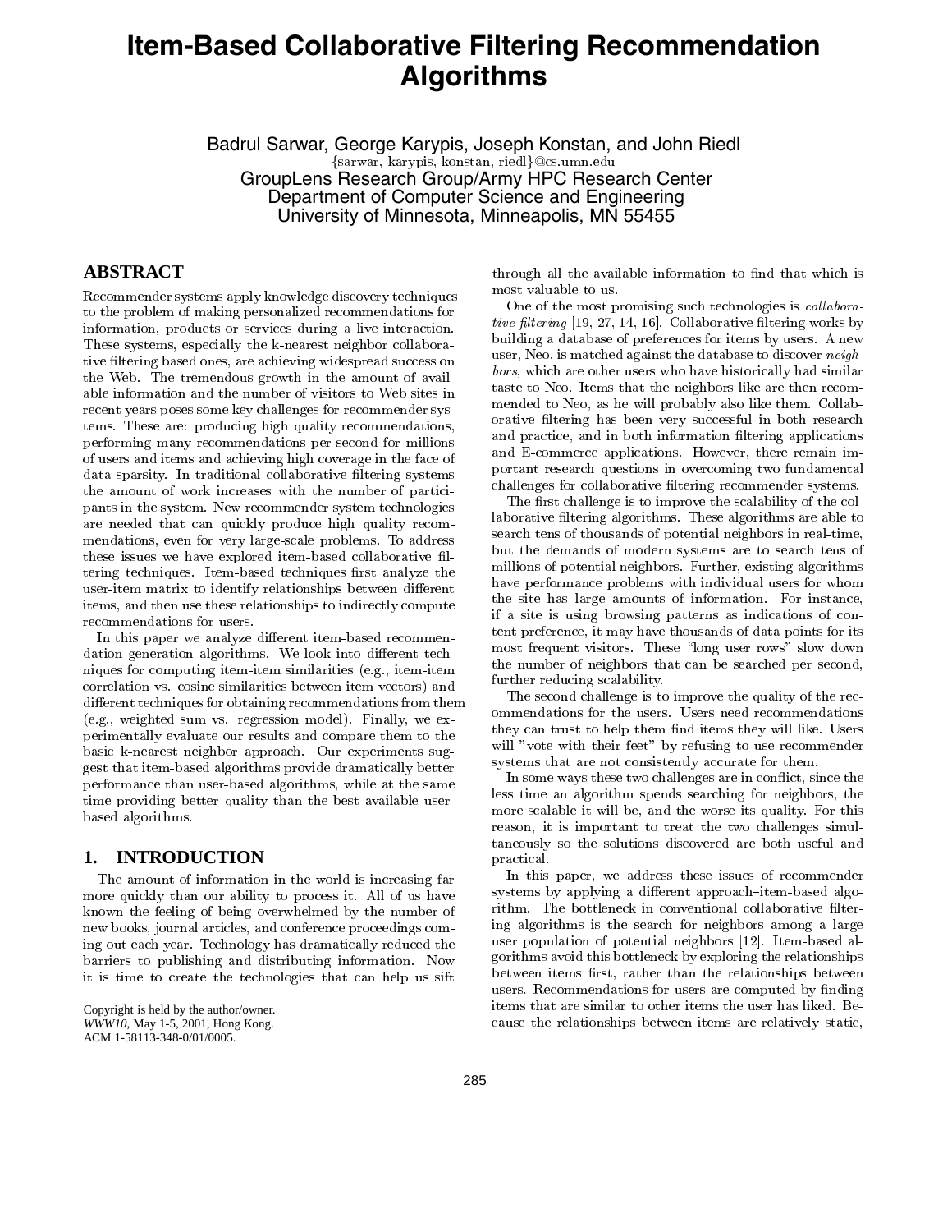# Item-Based Collaborative Filtering Recommendation Algorithms

Badrul Sarwar, George Karypis, Joseph Konstan, and John Riedl
{sarwar, karypis, konstan, riedl}@cs.umn.edu
GroupLens Research Group/Army HPC Research Center
Department of Computer Science and Engineering
University of Minnesota, Minneapolis, MN 55455

## ABSTRACT

Recommender systems apply knowledge discovery techniques to the problem of making personalized recommendations for information, products or services during a live interaction. These systems, especially the k-nearest neighbor collaborative filtering based ones, are achieving widespread success on the Web. The tremendous growth in the amount of available information and the number of visitors to Web sites in recent years poses some key challenges for recommender systems. These are: producing high quality recommendations, performing many recommendations per second for millions of users and items and achieving high coverage in the face of data sparsity. In traditional collaborative filtering systems the amount of work increases with the number of participants in the system. New recommender system technologies are needed that can quickly produce high quality recommendations, even for very large-scale problems. To address these issues we have explored item-based collaborative filtering techniques. Item-based techniques first analyze the user-item matrix to identify relationships between different items, and then use these relationships to indirectly compute recommendations for users.

In this paper we analyze different item-based recommendation generation algorithms. We look into different techniques for computing item-item similarities (e.g., item-item correlation vs. cosine similarities between item vectors) and different techniques for obtaining recommendations from them (e.g., weighted sum vs. regression model). Finally, we experimentally evaluate our results and compare them to the basic k-nearest neighbor approach. Our experiments suggest that item-based algorithms provide dramatically better performance than user-based algorithms, while at the same time providing better quality than the best available user-based algorithms.

## 1. INTRODUCTION

The amount of information in the world is increasing far more quickly than our ability to process it. All of us have known the feeling of being overwhelmed by the number of new books, journal articles, and conference proceedings coming out each year. Technology has dramatically reduced the barriers to publishing and distributing information. Now it is time to create the technologies that can help us sift through all the available information to find that which is most valuable to us.

One of the most promising such technologies is *collaborative filtering* [19, 27, 14, 16]. Collaborative filtering works by building a database of preferences for items by users. A new user, Neo, is matched against the database to discover *neighbors*, which are other users who have historically had similar taste to Neo. Items that the neighbors like are then recommended to Neo, as he will probably also like them. Collaborative filtering has been very successful in both research and practice, and in both information filtering applications and E-commerce applications. However, there remain important research questions in overcoming two fundamental challenges for collaborative filtering recommender systems.

The first challenge is to improve the scalability of the collaborative filtering algorithms. These algorithms are able to search tens of thousands of potential neighbors in real-time, but the demands of modern systems are to search tens of millions of potential neighbors. Further, existing algorithms have performance problems with individual users for whom the site has large amounts of information. For instance, if a site is using browsing patterns as indications of content preference, it may have thousands of data points for its most frequent visitors. These "long user rows" slow down the number of neighbors that can be searched per second, further reducing scalability.

The second challenge is to improve the quality of the recommendations for the users. Users need recommendations they can trust to help them find items they will like. Users will "vote with their feet" by refusing to use recommender systems that are not consistently accurate for them.

In some ways these two challenges are in conflict, since the less time an algorithm spends searching for neighbors, the more scalable it will be, and the worse its quality. For this reason, it is important to treat the two challenges simultaneously so the solutions discovered are both useful and practical.

In this paper, we address these issues of recommender systems by applying a different approach–item-based algorithm. The bottleneck in conventional collaborative filtering algorithms is the search for neighbors among a large user population of potential neighbors [12]. Item-based algorithms avoid this bottleneck by exploring the relationships between items first, rather than the relationships between users. Recommendations for users are computed by finding items that are similar to other items the user has liked. Because the relationships between items are relatively static,

Copyright is held by the author/owner.
*WWW10*, May 1-5, 2001, Hong Kong.
ACM 1-58113-348-0/01/0005.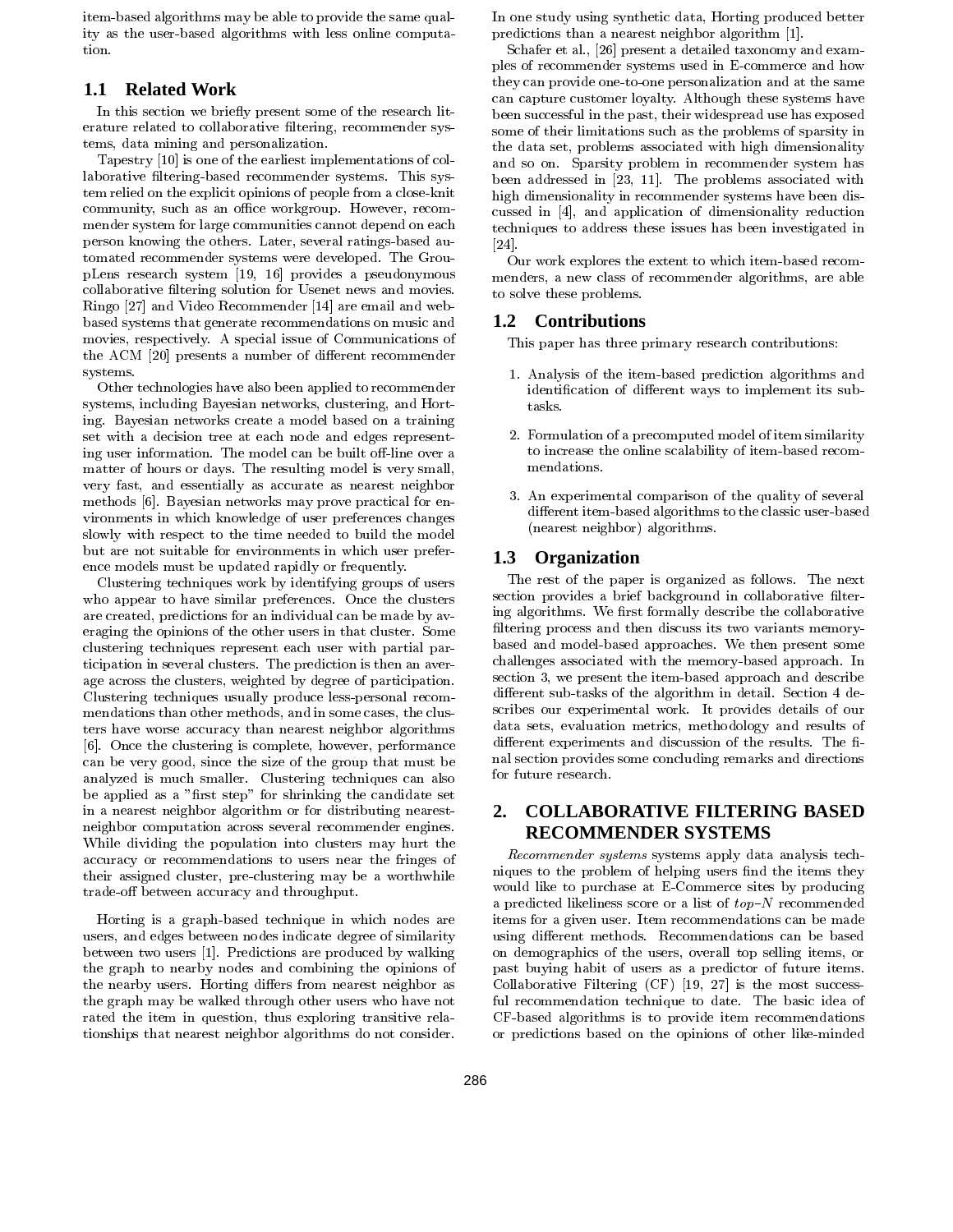item-based algorithms may be able to provide the same quality as the user-based algorithms with less online computation.

## 1.1 Related Work

In this section we briefly present some of the research literature related to collaborative filtering, recommender systems, data mining and personalization.

Tapestry [10] is one of the earliest implementations of collaborative filtering-based recommender systems. This system relied on the explicit opinions of people from a close-knit community, such as an office workgroup. However, recommender system for large communities cannot depend on each person knowing the others. Later, several ratings-based automated recommender systems were developed. The GroupLens research system [19, 16] provides a pseudonymous collaborative filtering solution for Usenet news and movies. Ringo [27] and Video Recommender [14] are email and web-based systems that generate recommendations on music and movies, respectively. A special issue of Communications of the ACM [20] presents a number of different recommender systems.

Other technologies have also been applied to recommender systems, including Bayesian networks, clustering, and Horting. Bayesian networks create a model based on a training set with a decision tree at each node and edges representing user information. The model can be built off-line over a matter of hours or days. The resulting model is very small, very fast, and essentially as accurate as nearest neighbor methods [6]. Bayesian networks may prove practical for environments in which knowledge of user preferences changes slowly with respect to the time needed to build the model but are not suitable for environments in which user preference models must be updated rapidly or frequently.

Clustering techniques work by identifying groups of users who appear to have similar preferences. Once the clusters are created, predictions for an individual can be made by averaging the opinions of the other users in that cluster. Some clustering techniques represent each user with partial participation in several clusters. The prediction is then an average across the clusters, weighted by degree of participation. Clustering techniques usually produce less-personal recommendations than other methods, and in some cases, the clusters have worse accuracy than nearest neighbor algorithms [6]. Once the clustering is complete, however, performance can be very good, since the size of the group that must be analyzed is much smaller. Clustering techniques can also be applied as a "first step" for shrinking the candidate set in a nearest neighbor algorithm or for distributing nearest-neighbor computation across several recommender engines. While dividing the population into clusters may hurt the accuracy or recommendations to users near the fringes of their assigned cluster, pre-clustering may be a worthwhile trade-off between accuracy and throughput.

Horting is a graph-based technique in which nodes are users, and edges between nodes indicate degree of similarity between two users [1]. Predictions are produced by walking the graph to nearby nodes and combining the opinions of the nearby users. Horting differs from nearest neighbor as the graph may be walked through other users who have not rated the item in question, thus exploring transitive relationships that nearest neighbor algorithms do not consider. In one study using synthetic data, Horting produced better predictions than a nearest neighbor algorithm [1].

Schafer et al., [26] present a detailed taxonomy and examples of recommender systems used in E-commerce and how they can provide one-to-one personalization and at the same can capture customer loyalty. Although these systems have been successful in the past, their widespread use has exposed some of their limitations such as the problems of sparsity in the data set, problems associated with high dimensionality and so on. Sparsity problem in recommender system has been addressed in [23, 11]. The problems associated with high dimensionality in recommender systems have been discussed in [4], and application of dimensionality reduction techniques to address these issues has been investigated in [24].

Our work explores the extent to which item-based recommenders, a new class of recommender algorithms, are able to solve these problems.

## 1.2 Contributions

This paper has three primary research contributions:

1. Analysis of the item-based prediction algorithms and identification of different ways to implement its subtasks.
2. Formulation of a precomputed model of item similarity to increase the online scalability of item-based recommendations.
3. An experimental comparison of the quality of several different item-based algorithms to the classic user-based (nearest neighbor) algorithms.

## 1.3 Organization

The rest of the paper is organized as follows. The next section provides a brief background in collaborative filtering algorithms. We first formally describe the collaborative filtering process and then discuss its two variants memory-based and model-based approaches. We then present some challenges associated with the memory-based approach. In section 3, we present the item-based approach and describe different sub-tasks of the algorithm in detail. Section 4 describes our experimental work. It provides details of our data sets, evaluation metrics, methodology and results of different experiments and discussion of the results. The final section provides some concluding remarks and directions for future research.

# 2. COLLABORATIVE FILTERING BASED RECOMMENDER SYSTEMS

*Recommender systems* systems apply data analysis techniques to the problem of helping users find the items they would like to purchase at E-Commerce sites by producing a predicted likeliness score or a list of *top–N* recommended items for a given user. Item recommendations can be made using different methods. Recommendations can be based on demographics of the users, overall top selling items, or past buying habit of users as a predictor of future items. Collaborative Filtering (CF) [19, 27] is the most successful recommendation technique to date. The basic idea of CF-based algorithms is to provide item recommendations or predictions based on the opinions of other like-minded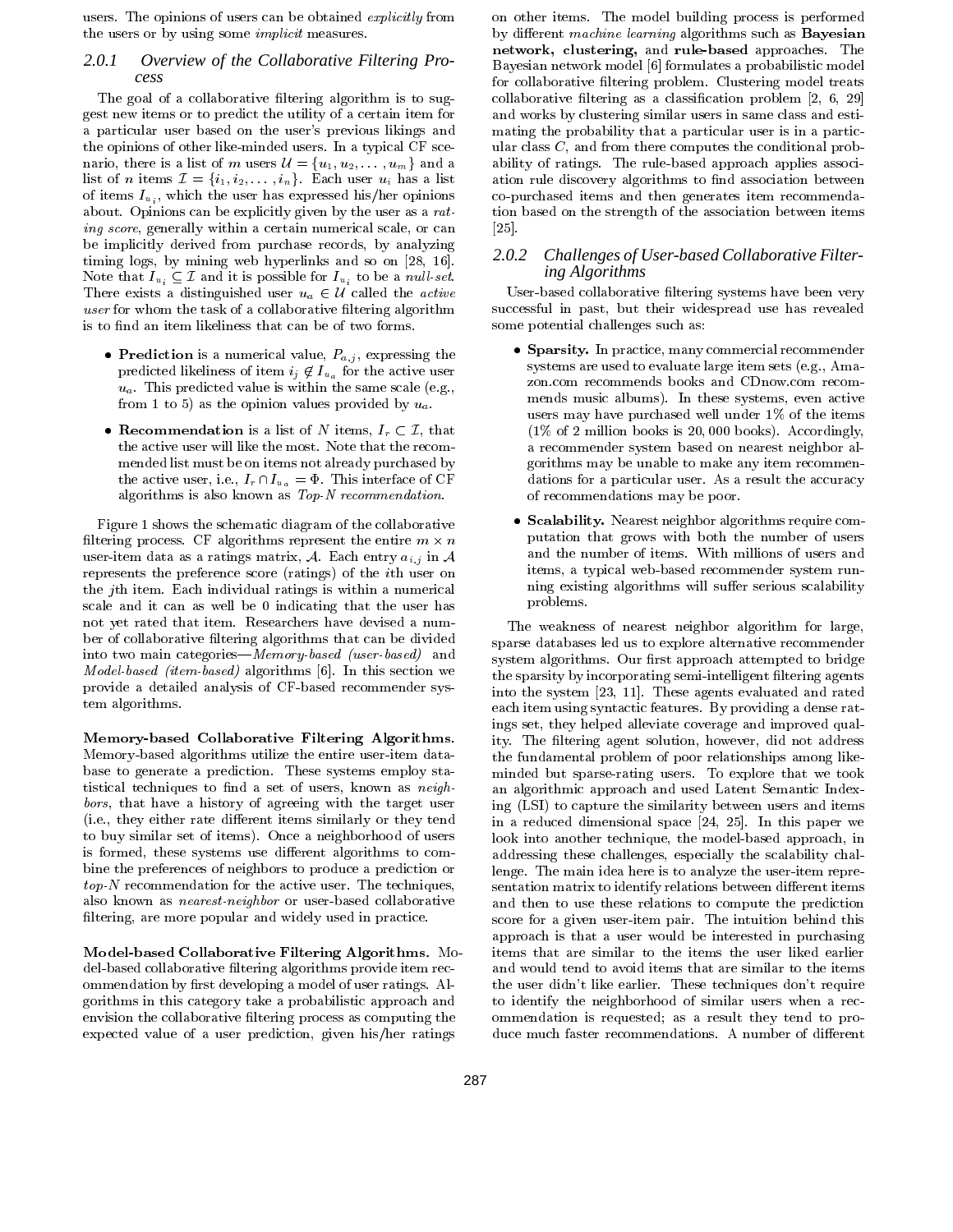users. The opinions of users can be obtained *explicitly* from the users or by using some *implicit* measures.

### 2.0.1 Overview of the Collaborative Filtering Process

The goal of a collaborative filtering algorithm is to suggest new items or to predict the utility of a certain item for a particular user based on the user's previous likings and the opinions of other like-minded users. In a typical CF scenario, there is a list of $m$ users $\mathcal{U} = \{u_1, u_2, \ldots, u_m\}$ and a list of $n$ items $\mathcal{I} = \{i_1, i_2, \ldots, i_n\}$. Each user $u_i$ has a list of items $I_{u_i}$, which the user has expressed his/her opinions about. Opinions can be explicitly given by the user as a *rating score*, generally within a certain numerical scale, or can be implicitly derived from purchase records, by analyzing timing logs, by mining web hyperlinks and so on [28, 16]. Note that $I_{u_i} \subseteq \mathcal{I}$ and it is possible for $I_{u_i}$ to be a *null-set*. There exists a distinguished user $u_a \in \mathcal{U}$ called the *active user* for whom the task of a collaborative filtering algorithm is to find an item likeliness that can be of two forms.

- **Prediction** is a numerical value, $P_{a,j}$, expressing the predicted likeliness of item $i_j \notin I_{u_a}$ for the active user $u_a$. This predicted value is within the same scale (e.g., from 1 to 5) as the opinion values provided by $u_a$.
- **Recommendation** is a list of $N$ items, $I_r \subset \mathcal{I}$, that the active user will like the most. Note that the recommended list must be on items not already purchased by the active user, i.e., $I_r \cap I_{u_a} = \Phi$. This interface of CF algorithms is also known as *Top-N recommendation*.

Figure 1 shows the schematic diagram of the collaborative filtering process. CF algorithms represent the entire $m \times n$ user-item data as a ratings matrix, $\mathcal{A}$. Each entry $a_{i,j}$ in $\mathcal{A}$ represents the preference score (ratings) of the $i$th user on the $j$th item. Each individual ratings is within a numerical scale and it can as well be 0 indicating that the user has not yet rated that item. Researchers have devised a number of collaborative filtering algorithms that can be divided into two main categories—*Memory-based (user-based)* and *Model-based (item-based)* algorithms [6]. In this section we provide a detailed analysis of CF-based recommender system algorithms.

**Memory-based Collaborative Filtering Algorithms.** Memory-based algorithms utilize the entire user-item database to generate a prediction. These systems employ statistical techniques to find a set of users, known as *neighbors*, that have a history of agreeing with the target user (i.e., they either rate different items similarly or they tend to buy similar set of items). Once a neighborhood of users is formed, these systems use different algorithms to combine the preferences of neighbors to produce a prediction or *top-N* recommendation for the active user. The techniques, also known as *nearest-neighbor* or user-based collaborative filtering, are more popular and widely used in practice.

**Model-based Collaborative Filtering Algorithms.** Model-based collaborative filtering algorithms provide item recommendation by first developing a model of user ratings. Algorithms in this category take a probabilistic approach and envision the collaborative filtering process as computing the expected value of a user prediction, given his/her ratings on other items. The model building process is performed by different *machine learning* algorithms such as **Bayesian network, clustering,** and **rule-based** approaches. The Bayesian network model [6] formulates a probabilistic model for collaborative filtering problem. Clustering model treats collaborative filtering as a classification problem [2, 6, 29] and works by clustering similar users in same class and estimating the probability that a particular user is in a particular class $C$, and from there computes the conditional probability of ratings. The rule-based approach applies association rule discovery algorithms to find association between co-purchased items and then generates item recommendation based on the strength of the association between items [25].

### 2.0.2 Challenges of User-based Collaborative Filtering Algorithms

User-based collaborative filtering systems have been very successful in past, but their widespread use has revealed some potential challenges such as:

- **Sparsity.** In practice, many commercial recommender systems are used to evaluate large item sets (e.g., Amazon.com recommends books and CDnow.com recommends music albums). In these systems, even active users may have purchased well under 1% of the items (1% of 2 million books is 20,000 books). Accordingly, a recommender system based on nearest neighbor algorithms may be unable to make any item recommendations for a particular user. As a result the accuracy of recommendations may be poor.
- **Scalability.** Nearest neighbor algorithms require computation that grows with both the number of users and the number of items. With millions of users and items, a typical web-based recommender system running existing algorithms will suffer serious scalability problems.

The weakness of nearest neighbor algorithm for large, sparse databases led us to explore alternative recommender system algorithms. Our first approach attempted to bridge the sparsity by incorporating semi-intelligent filtering agents into the system [23, 11]. These agents evaluated and rated each item using syntactic features. By providing a dense ratings set, they helped alleviate coverage and improved quality. The filtering agent solution, however, did not address the fundamental problem of poor relationships among like-minded but sparse-rating users. To explore that we took an algorithmic approach and used Latent Semantic Indexing (LSI) to capture the similarity between users and items in a reduced dimensional space [24, 25]. In this paper we look into another technique, the model-based approach, in addressing these challenges, especially the scalability challenge. The main idea here is to analyze the user-item representation matrix to identify relations between different items and then to use these relations to compute the prediction score for a given user-item pair. The intuition behind this approach is that a user would be interested in purchasing items that are similar to the items the user liked earlier and would tend to avoid items that are similar to the items the user didn't like earlier. These techniques don't require to identify the neighborhood of similar users when a recommendation is requested; as a result they tend to produce much faster recommendations. A number of different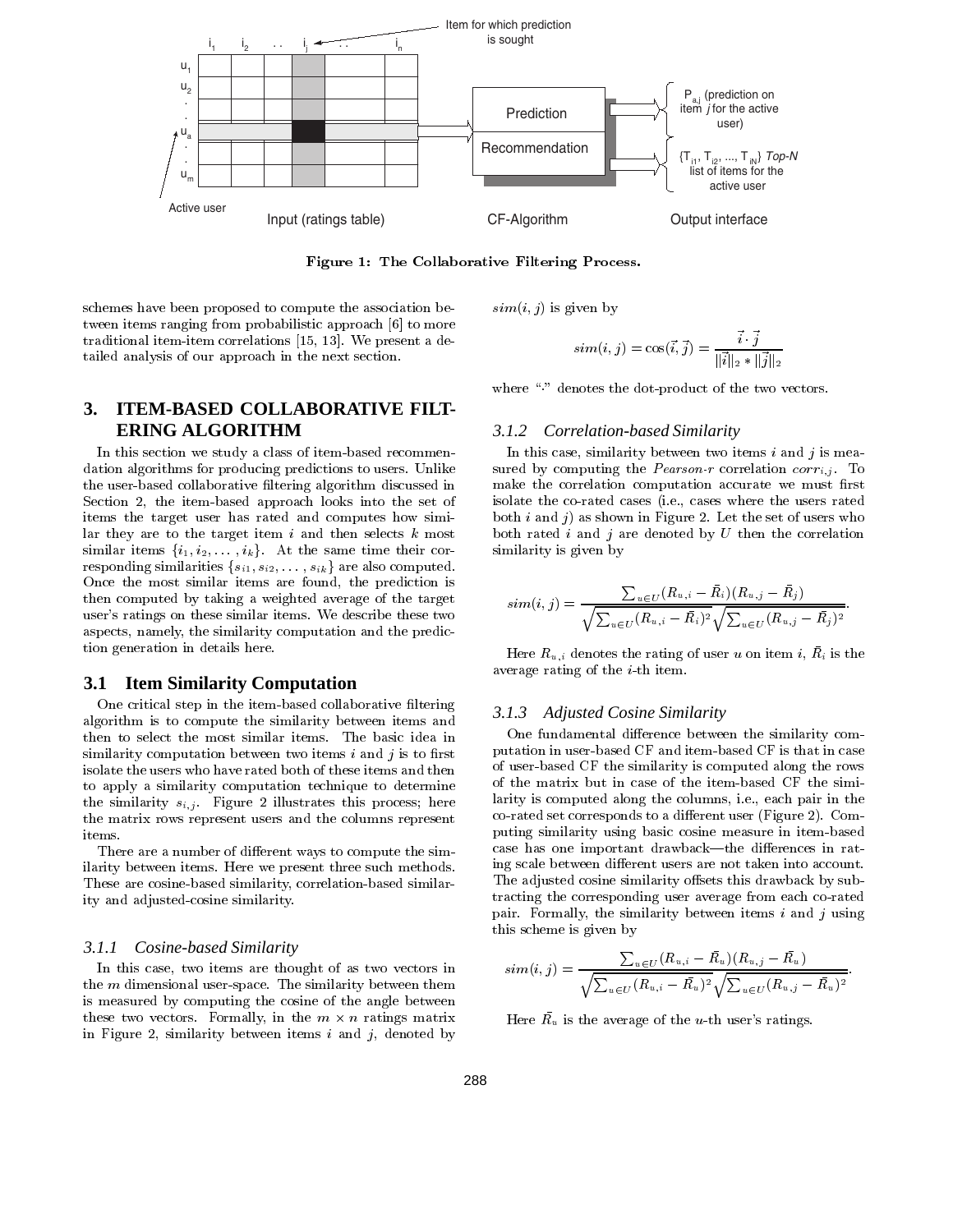Figure 1: The Collaborative Filtering Process.

schemes have been proposed to compute the association between items ranging from probabilistic approach [6] to more traditional item-item correlations [15, 13]. We present a detailed analysis of our approach in the next section.

## 3. ITEM-BASED COLLABORATIVE FILTERING ALGORITHM

In this section we study a class of item-based recommendation algorithms for producing predictions to users. Unlike the user-based collaborative filtering algorithm discussed in Section 2, the item-based approach looks into the set of items the target user has rated and computes how similar they are to the target item $i$ and then selects $k$ most similar items $\{i_1, i_2, \ldots, i_k\}$. At the same time their corresponding similarities $\{s_{i1}, s_{i2}, \ldots, s_{ik}\}$ are also computed. Once the most similar items are found, the prediction is then computed by taking a weighted average of the target user's ratings on these similar items. We describe these two aspects, namely, the similarity computation and the prediction generation in details here.

### 3.1 Item Similarity Computation

One critical step in the item-based collaborative filtering algorithm is to compute the similarity between items and then to select the most similar items. The basic idea in similarity computation between two items $i$ and $j$ is to first isolate the users who have rated both of these items and then to apply a similarity computation technique to determine the similarity $s_{i,j}$. Figure 2 illustrates this process; here the matrix rows represent users and the columns represent items.

There are a number of different ways to compute the similarity between items. Here we present three such methods. These are cosine-based similarity, correlation-based similarity and adjusted-cosine similarity.

#### 3.1.1 Cosine-based Similarity

In this case, two items are thought of as two vectors in the $m$ dimensional user-space. The similarity between them is measured by computing the cosine of the angle between these two vectors. Formally, in the $m \times n$ ratings matrix in Figure 2, similarity between items $i$ and $j$, denoted by $sim(i, j)$ is given by

$$sim(i, j) = \cos(\vec{i}, \vec{j}) = \frac{\vec{i} \cdot \vec{j}}{\|\vec{i}\|_2 * \|\vec{j}\|_2}$$

where "$\cdot$" denotes the dot-product of the two vectors.

#### 3.1.2 Correlation-based Similarity

In this case, similarity between two items $i$ and $j$ is measured by computing the *Pearson-r* correlation $corr_{i,j}$. To make the correlation computation accurate we must first isolate the co-rated cases (i.e., cases where the users rated both $i$ and $j$) as shown in Figure 2. Let the set of users who both rated $i$ and $j$ are denoted by $U$ then the correlation similarity is given by

$$sim(i, j) = \frac{\sum_{u \in U}(R_{u,i} - \bar{R}_i)(R_{u,j} - \bar{R}_j)}{\sqrt{\sum_{u \in U}(R_{u,i} - \bar{R}_i)^2}\sqrt{\sum_{u \in U}(R_{u,j} - \bar{R}_j)^2}}.$$

Here $R_{u,i}$ denotes the rating of user $u$ on item $i$, $\bar{R}_i$ is the average rating of the $i$-th item.

#### 3.1.3 Adjusted Cosine Similarity

One fundamental difference between the similarity computation in user-based CF and item-based CF is that in case of user-based CF the similarity is computed along the rows of the matrix but in case of the item-based CF the similarity is computed along the columns, i.e., each pair in the co-rated set corresponds to a different user (Figure 2). Computing similarity using basic cosine measure in item-based case has one important drawback—the differences in rating scale between different users are not taken into account. The adjusted cosine similarity offsets this drawback by subtracting the corresponding user average from each co-rated pair. Formally, the similarity between items $i$ and $j$ using this scheme is given by

$$sim(i, j) = \frac{\sum_{u \in U}(R_{u,i} - \bar{R}_u)(R_{u,j} - \bar{R}_u)}{\sqrt{\sum_{u \in U}(R_{u,i} - \bar{R}_u)^2}\sqrt{\sum_{u \in U}(R_{u,j} - \bar{R}_u)^2}}.$$

Here $\bar{R}_u$ is the average of the $u$-th user's ratings.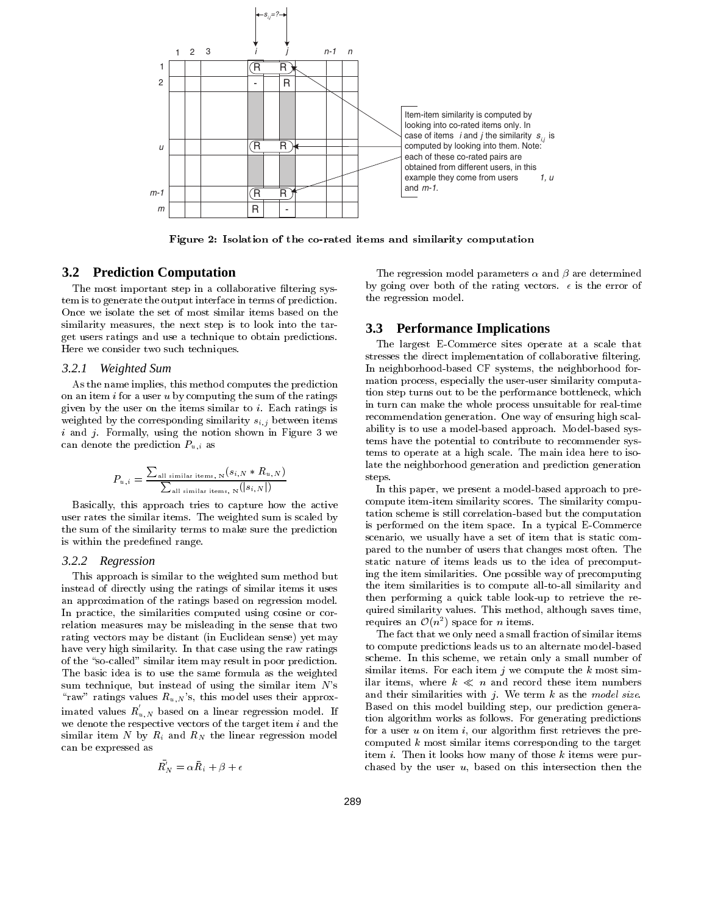Figure 2: Isolation of the co-rated items and similarity computation

### 3.2 Prediction Computation

The most important step in a collaborative filtering system is to generate the output interface in terms of prediction. Once we isolate the set of most similar items based on the similarity measures, the next step is to look into the target users ratings and use a technique to obtain predictions. Here we consider two such techniques.

#### 3.2.1 Weighted Sum

As the name implies, this method computes the prediction on an item $i$ for a user $u$ by computing the sum of the ratings given by the user on the items similar to $i$. Each ratings is weighted by the corresponding similarity $s_{i,j}$ between items $i$ and $j$. Formally, using the notion shown in Figure 3 we can denote the prediction $P_{u,i}$ as

$$P_{u,i} = \frac{\sum_{\text{all similar items, N}}(s_{i,N} * R_{u,N})}{\sum_{\text{all similar items, N}}(|s_{i,N}|)}$$

Basically, this approach tries to capture how the active user rates the similar items. The weighted sum is scaled by the sum of the similarity terms to make sure the prediction is within the predefined range.

#### 3.2.2 Regression

This approach is similar to the weighted sum method but instead of directly using the ratings of similar items it uses an approximation of the ratings based on regression model. In practice, the similarities computed using cosine or correlation measures may be misleading in the sense that two rating vectors may be distant (in Euclidean sense) yet may have very high similarity. In that case using the raw ratings of the "so-called" similar item may result in poor prediction. The basic idea is to use the same formula as the weighted sum technique, but instead of using the similar item $N$'s "raw" ratings values $R_{u,N}$'s, this model uses their approximated values $R'_{u,N}$ based on a linear regression model. If we denote the respective vectors of the target item $i$ and the similar item $N$ by $R_i$ and $R_N$ the linear regression model can be expressed as

$$\bar{R'_N} = \alpha \bar{R}_i + \beta + \epsilon$$

The regression model parameters $\alpha$ and $\beta$ are determined by going over both of the rating vectors. $\epsilon$ is the error of the regression model.

### 3.3 Performance Implications

The largest E-Commerce sites operate at a scale that stresses the direct implementation of collaborative filtering. In neighborhood-based CF systems, the neighborhood formation process, especially the user-user similarity computation step turns out to be the performance bottleneck, which in turn can make the whole process unsuitable for real-time recommendation generation. One way of ensuring high scalability is to use a model-based approach. Model-based systems have the potential to contribute to recommender systems to operate at a high scale. The main idea here to isolate the neighborhood generation and prediction generation steps.

In this paper, we present a model-based approach to precompute item-item similarity scores. The similarity computation scheme is still correlation-based but the computation is performed on the item space. In a typical E-Commerce scenario, we usually have a set of item that is static compared to the number of users that changes most often. The static nature of items leads us to the idea of precomputing the item similarities. One possible way of precomputing the item similarities is to compute all-to-all similarity and then performing a quick table look-up to retrieve the required similarity values. This method, although saves time, requires an $\mathcal{O}(n^2)$ space for $n$ items.

The fact that we only need a small fraction of similar items to compute predictions leads us to an alternate model-based scheme. In this scheme, we retain only a small number of similar items. For each item $j$ we compute the $k$ most similar items, where $k \ll n$ and record these item numbers and their similarities with $j$. We term $k$ as the *model size*. Based on this model building step, our prediction generation algorithm works as follows. For generating predictions for a user $u$ on item $i$, our algorithm first retrieves the precomputed $k$ most similar items corresponding to the target item $i$. Then it looks how many of those $k$ items were purchased by the user $u$, based on this intersection then the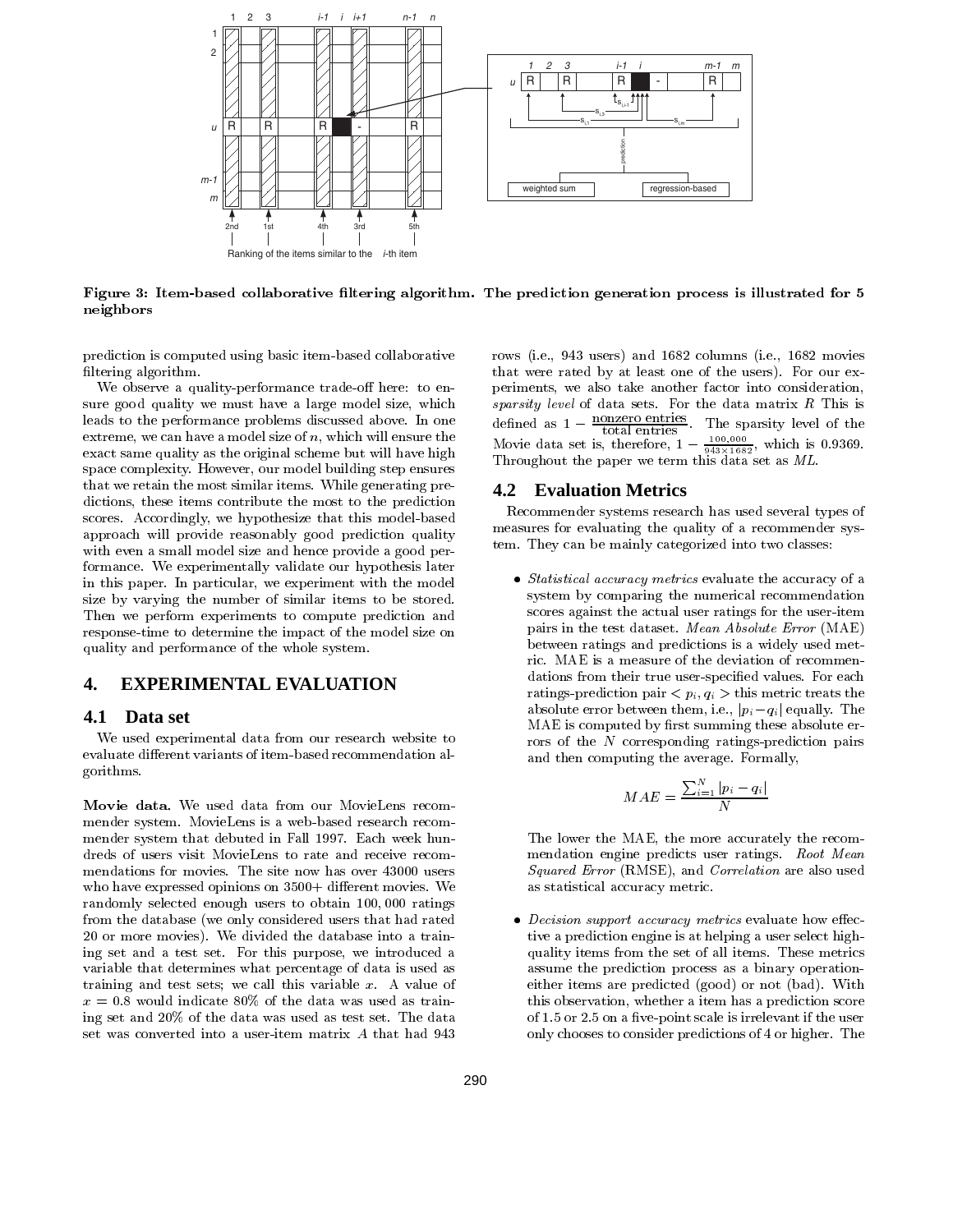Figure 3: Item-based collaborative filtering algorithm. The prediction generation process is illustrated for 5 neighbors

prediction is computed using basic item-based collaborative filtering algorithm.

We observe a quality-performance trade-off here: to ensure good quality we must have a large model size, which leads to the performance problems discussed above. In one extreme, we can have a model size of $n$, which will ensure the exact same quality as the original scheme but will have high space complexity. However, our model building step ensures that we retain the most similar items. While generating predictions, these items contribute the most to the prediction scores. Accordingly, we hypothesize that this model-based approach will provide reasonably good prediction quality with even a small model size and hence provide a good performance. We experimentally validate our hypothesis later in this paper. In particular, we experiment with the model size by varying the number of similar items to be stored. Then we perform experiments to compute prediction and response-time to determine the impact of the model size on quality and performance of the whole system.

# 4. EXPERIMENTAL EVALUATION

## 4.1 Data set

We used experimental data from our research website to evaluate different variants of item-based recommendation algorithms.

**Movie data.** We used data from our MovieLens recommender system. MovieLens is a web-based research recommender system that debuted in Fall 1997. Each week hundreds of users visit MovieLens to rate and receive recommendations for movies. The site now has over 43000 users who have expressed opinions on 3500+ different movies. We randomly selected enough users to obtain 100,000 ratings from the database (we only considered users that had rated 20 or more movies). We divided the database into a training set and a test set. For this purpose, we introduced a variable that determines what percentage of data is used as training and test sets; we call this variable $x$. A value of $x = 0.8$ would indicate 80% of the data was used as training set and 20% of the data was used as test set. The data set was converted into a user-item matrix $A$ that had 943 rows (i.e., 943 users) and 1682 columns (i.e., 1682 movies that were rated by at least one of the users). For our experiments, we also take another factor into consideration, *sparsity level* of data sets. For the data matrix $R$ This is defined as $1 - \frac{\text{nonzero entries}}{\text{total entries}}$. The sparsity level of the Movie data set is, therefore, $1 - \frac{100,000}{943 \times 1682}$, which is 0.9369. Throughout the paper we term this data set as *ML*.

## 4.2 Evaluation Metrics

Recommender systems research has used several types of measures for evaluating the quality of a recommender system. They can be mainly categorized into two classes:

- *Statistical accuracy metrics* evaluate the accuracy of a system by comparing the numerical recommendation scores against the actual user ratings for the user-item pairs in the test dataset. *Mean Absolute Error* (MAE) between ratings and predictions is a widely used metric. MAE is a measure of the deviation of recommendations from their true user-specified values. For each ratings-prediction pair $< p_i, q_i >$ this metric treats the absolute error between them, i.e., $|p_i - q_i|$ equally. The MAE is computed by first summing these absolute errors of the $N$ corresponding ratings-prediction pairs and then computing the average. Formally,

$$MAE = \frac{\sum_{i=1}^{N} |p_i - q_i|}{N}$$

  The lower the MAE, the more accurately the recommendation engine predicts user ratings. *Root Mean Squared Error* (RMSE), and *Correlation* are also used as statistical accuracy metric.

- *Decision support accuracy metrics* evaluate how effective a prediction engine is at helping a user select high-quality items from the set of all items. These metrics assume the prediction process as a binary operation-either items are predicted (good) or not (bad). With this observation, whether a item has a prediction score of 1.5 or 2.5 on a five-point scale is irrelevant if the user only chooses to consider predictions of 4 or higher. The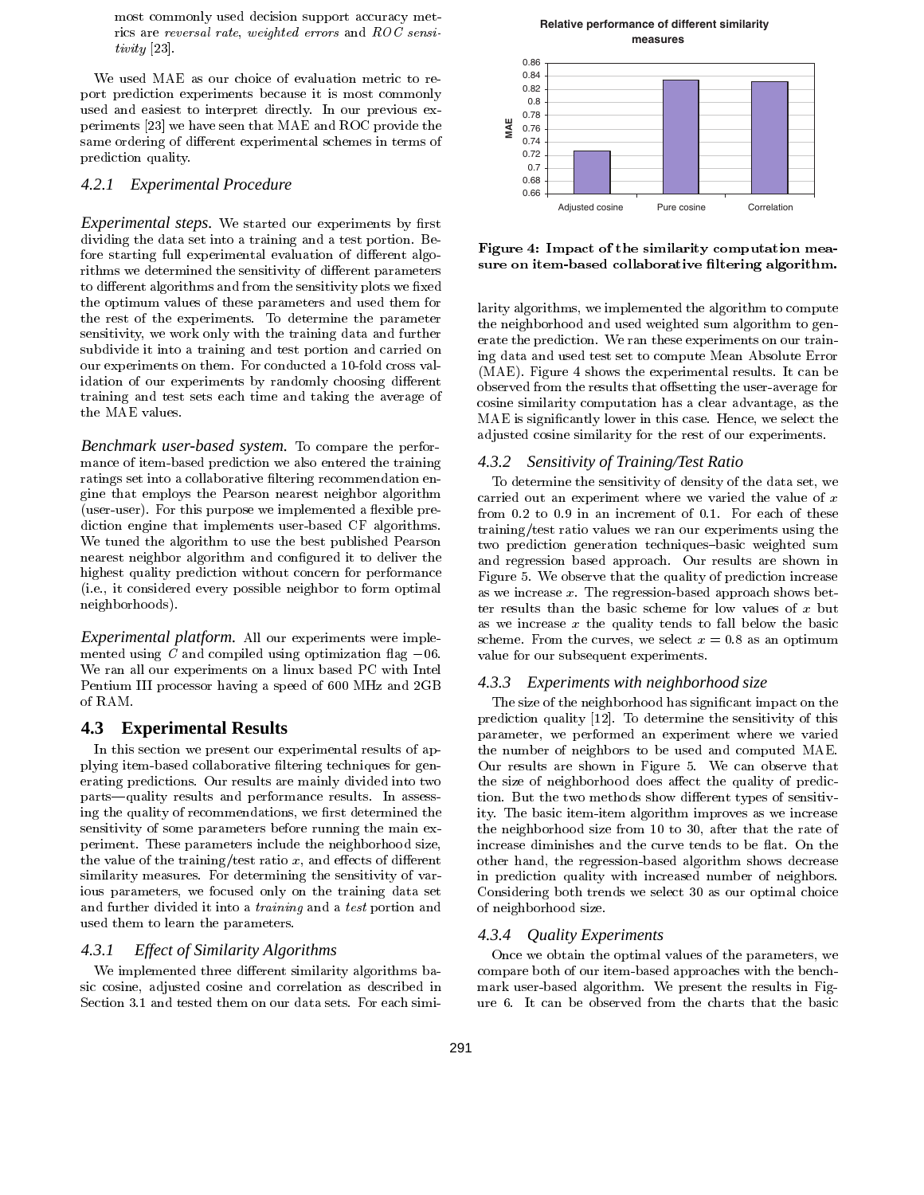most commonly used decision support accuracy metrics are *reversal rate*, *weighted errors* and *ROC sensitivity* [23].

We used MAE as our choice of evaluation metric to report prediction experiments because it is most commonly used and easiest to interpret directly. In our previous experiments [23] we have seen that MAE and ROC provide the same ordering of different experimental schemes in terms of prediction quality.

### 4.2.1 Experimental Procedure

*Experimental steps.* We started our experiments by first dividing the data set into a training and a test portion. Before starting full experimental evaluation of different algorithms we determined the sensitivity of different parameters to different algorithms and from the sensitivity plots we fixed the optimum values of these parameters and used them for the rest of the experiments. To determine the parameter sensitivity, we work only with the training data and further subdivide it into a training and test portion and carried on our experiments on them. For conducted a 10-fold cross validation of our experiments by randomly choosing different training and test sets each time and taking the average of the MAE values.

*Benchmark user-based system.* To compare the performance of item-based prediction we also entered the training ratings set into a collaborative filtering recommendation engine that employs the Pearson nearest neighbor algorithm (user-user). For this purpose we implemented a flexible prediction engine that implements user-based CF algorithms. We tuned the algorithm to use the best published Pearson nearest neighbor algorithm and configured it to deliver the highest quality prediction without concern for performance (i.e., it considered every possible neighbor to form optimal neighborhoods).

*Experimental platform.* All our experiments were implemented using *C* and compiled using optimization flag $-06$. We ran all our experiments on a linux based PC with Intel Pentium III processor having a speed of 600 MHz and 2GB of RAM.

## 4.3 Experimental Results

In this section we present our experimental results of applying item-based collaborative filtering techniques for generating predictions. Our results are mainly divided into two parts—quality results and performance results. In assessing the quality of recommendations, we first determined the sensitivity of some parameters before running the main experiment. These parameters include the neighborhood size, the value of the training/test ratio $x$, and effects of different similarity measures. For determining the sensitivity of various parameters, we focused only on the training data set and further divided it into a *training* and a *test* portion and used them to learn the parameters.

### 4.3.1 Effect of Similarity Algorithms

We implemented three different similarity algorithms basic cosine, adjusted cosine and correlation as described in Section 3.1 and tested them on our data sets. For each similarity algorithms, we implemented the algorithm to compute the neighborhood and used weighted sum algorithm to generate the prediction. We ran these experiments on our training data and used test set to compute Mean Absolute Error (MAE). Figure 4 shows the experimental results. It can be observed from the results that offsetting the user-average for cosine similarity computation has a clear advantage, as the MAE is significantly lower in this case. Hence, we select the adjusted cosine similarity for the rest of our experiments.

**Figure 4: Impact of the similarity computation measure on item-based collaborative filtering algorithm.**

### 4.3.2 Sensitivity of Training/Test Ratio

To determine the sensitivity of density of the data set, we carried out an experiment where we varied the value of $x$ from 0.2 to 0.9 in an increment of 0.1. For each of these training/test ratio values we ran our experiments using the two prediction generation techniques–basic weighted sum and regression based approach. Our results are shown in Figure 5. We observe that the quality of prediction increase as we increase $x$. The regression-based approach shows better results than the basic scheme for low values of $x$ but as we increase $x$ the quality tends to fall below the basic scheme. From the curves, we select $x = 0.8$ as an optimum value for our subsequent experiments.

### 4.3.3 Experiments with neighborhood size

The size of the neighborhood has significant impact on the prediction quality [12]. To determine the sensitivity of this parameter, we performed an experiment where we varied the number of neighbors to be used and computed MAE. Our results are shown in Figure 5. We can observe that the size of neighborhood does affect the quality of prediction. But the two methods show different types of sensitivity. The basic item-item algorithm improves as we increase the neighborhood size from 10 to 30, after that the rate of increase diminishes and the curve tends to be flat. On the other hand, the regression-based algorithm shows decrease in prediction quality with increased number of neighbors. Considering both trends we select 30 as our optimal choice of neighborhood size.

### 4.3.4 Quality Experiments

Once we obtain the optimal values of the parameters, we compare both of our item-based approaches with the benchmark user-based algorithm. We present the results in Figure 6. It can be observed from the charts that the basic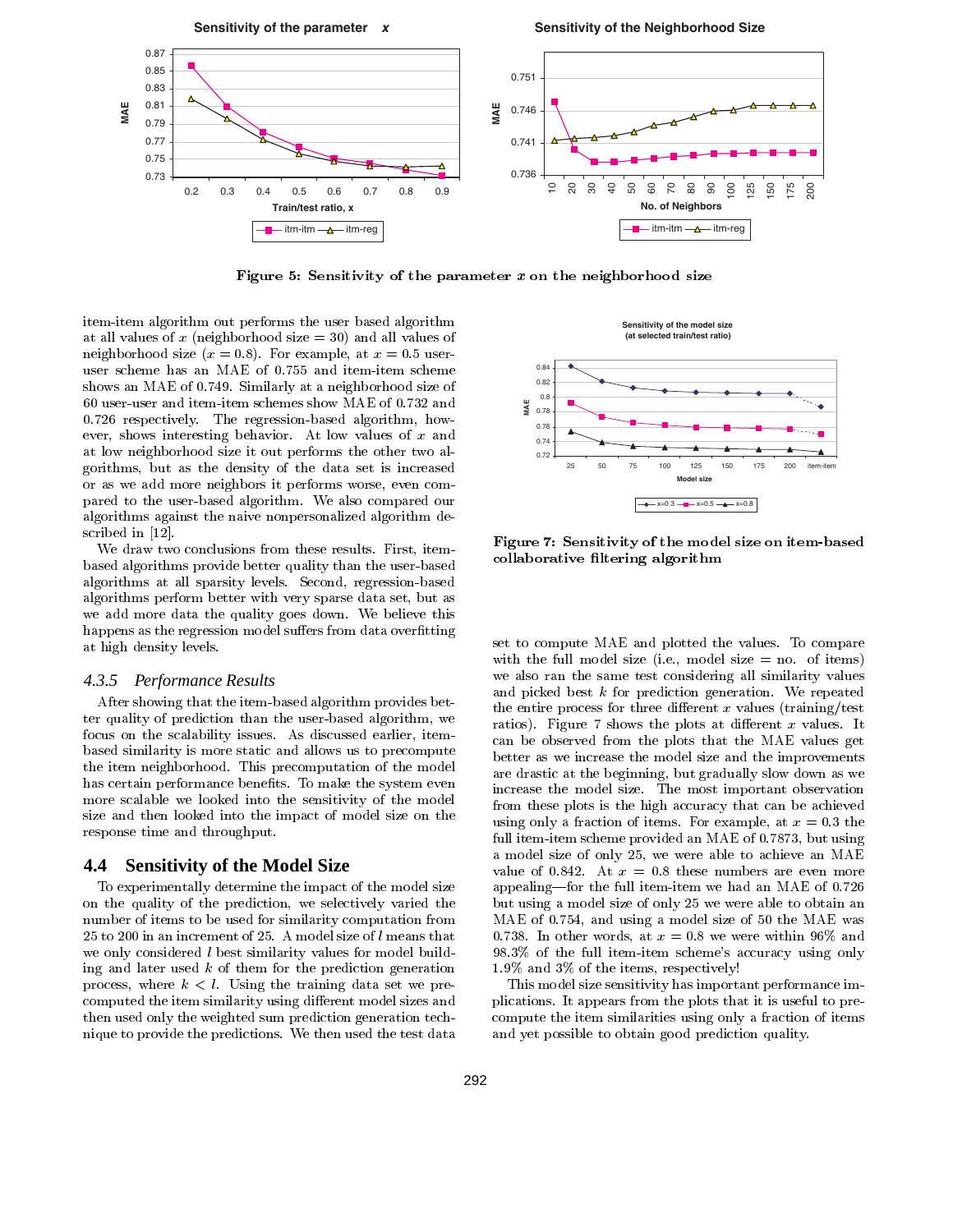Figure 5: Sensitivity of the parameter $x$ on the neighborhood size

item-item algorithm out performs the user based algorithm at all values of $x$ (neighborhood size = 30) and all values of neighborhood size ($x = 0.8$). For example, at $x = 0.5$ user-user scheme has an MAE of 0.755 and item-item scheme shows an MAE of 0.749. Similarly at a neighborhood size of 60 user-user and item-item schemes show MAE of 0.732 and 0.726 respectively. The regression-based algorithm, however, shows interesting behavior. At low values of $x$ and at low neighborhood size it out performs the other two algorithms, but as the density of the data set is increased or as we add more neighbors it performs worse, even compared to the user-based algorithm. We also compared our algorithms against the naive nonpersonalized algorithm described in [12].

We draw two conclusions from these results. First, item-based algorithms provide better quality than the user-based algorithms at all sparsity levels. Second, regression-based algorithms perform better with very sparse data set, but as we add more data the quality goes down. We believe this happens as the regression model suffers from data overfitting at high density levels.

### 4.3.5 *Performance Results*

After showing that the item-based algorithm provides better quality of prediction than the user-based algorithm, we focus on the scalability issues. As discussed earlier, item-based similarity is more static and allows us to precompute the item neighborhood. This precomputation of the model has certain performance benefits. To make the system even more scalable we looked into the sensitivity of the model size and then looked into the impact of model size on the response time and throughput.

## 4.4 Sensitivity of the Model Size

To experimentally determine the impact of the model size on the quality of the prediction, we selectively varied the number of items to be used for similarity computation from 25 to 200 in an increment of 25. A model size of $l$ means that we only considered $l$ best similarity values for model building and later used $k$ of them for the prediction generation process, where $k < l$. Using the training data set we precomputed the item similarity using different model sizes and then used only the weighted sum prediction generation technique to provide the predictions. We then used the test data set to compute MAE and plotted the values. To compare with the full model size (i.e., model size = no. of items) we also ran the same test considering all similarity values and picked best $k$ for prediction generation. We repeated the entire process for three different $x$ values (training/test ratios). Figure 7 shows the plots at different $x$ values. It can be observed from the plots that the MAE values get better as we increase the model size and the improvements are drastic at the beginning, but gradually slow down as we increase the model size. The most important observation from these plots is the high accuracy that can be achieved using only a fraction of items. For example, at $x = 0.3$ the full item-item scheme provided an MAE of 0.7873, but using a model size of only 25, we were able to achieve an MAE value of 0.842. At $x = 0.8$ these numbers are even more appealing—for the full item-item we had an MAE of 0.726 but using a model size of only 25 we were able to obtain an MAE of 0.754, and using a model size of 50 the MAE was 0.738. In other words, at $x = 0.8$ we were within 96% and 98.3% of the full item-item scheme's accuracy using only 1.9% and 3% of the items, respectively!

Figure 7: Sensitivity of the model size on item-based collaborative filtering algorithm

This model size sensitivity has important performance implications. It appears from the plots that it is useful to precompute the item similarities using only a fraction of items and yet possible to obtain good prediction quality.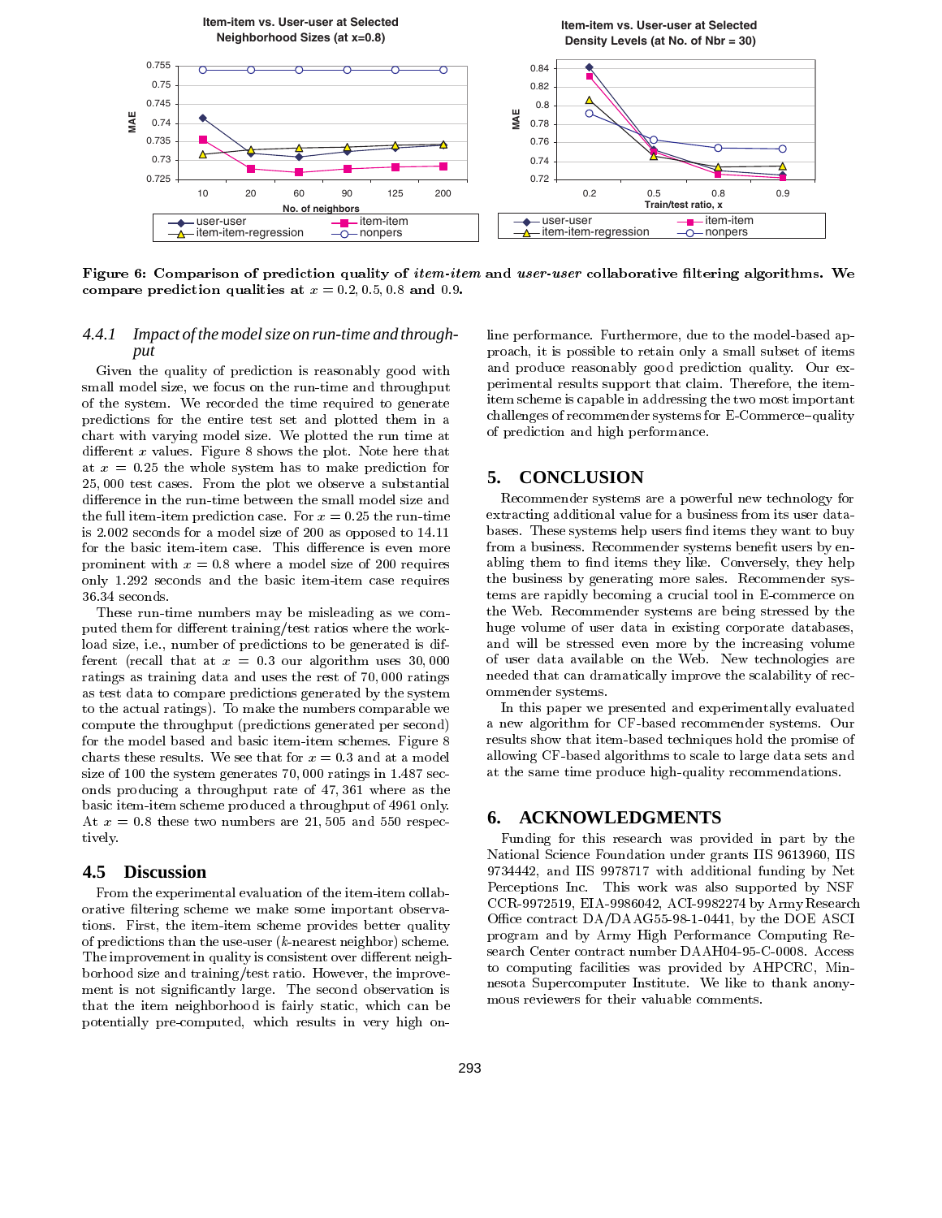**Figure 6: Comparison of prediction quality of *item-item* and *user-user* collaborative filtering algorithms. We compare prediction qualities at $x = 0.2, 0.5, 0.8$ and $0.9$.**

### 4.4.1 Impact of the model size on run-time and throughput

Given the quality of prediction is reasonably good with small model size, we focus on the run-time and throughput of the system. We recorded the time required to generate predictions for the entire test set and plotted them in a chart with varying model size. We plotted the run time at different $x$ values. Figure 8 shows the plot. Note here that at $x = 0.25$ the whole system has to make prediction for 25,000 test cases. From the plot we observe a substantial difference in the run-time between the small model size and the full item-item prediction case. For $x = 0.25$ the run-time is 2.002 seconds for a model size of 200 as opposed to 14.11 for the basic item-item case. This difference is even more prominent with $x = 0.8$ where a model size of 200 requires only 1.292 seconds and the basic item-item case requires 36.34 seconds.

These run-time numbers may be misleading as we computed them for different training/test ratios where the workload size, i.e., number of predictions to be generated is different (recall that at $x = 0.3$ our algorithm uses 30,000 ratings as training data and uses the rest of 70,000 ratings as test data to compare predictions generated by the system to the actual ratings). To make the numbers comparable we compute the throughput (predictions generated per second) for the model based and basic item-item schemes. Figure 8 charts these results. We see that for $x = 0.3$ and at a model size of 100 the system generates 70,000 ratings in 1.487 seconds producing a throughput rate of 47,361 where as the basic item-item scheme produced a throughput of 4961 only. At $x = 0.8$ these two numbers are 21,505 and 550 respectively.

## 4.5 Discussion

From the experimental evaluation of the item-item collaborative filtering scheme we make some important observations. First, the item-item scheme provides better quality of predictions than the use-user ($k$-nearest neighbor) scheme. The improvement in quality is consistent over different neighborhood size and training/test ratio. However, the improvement is not significantly large. The second observation is that the item neighborhood is fairly static, which can be potentially pre-computed, which results in very high online performance. Furthermore, due to the model-based approach, it is possible to retain only a small subset of items and produce reasonably good prediction quality. Our experimental results support that claim. Therefore, the item-item scheme is capable in addressing the two most important challenges of recommender systems for E-Commerce–quality of prediction and high performance.

# 5. CONCLUSION

Recommender systems are a powerful new technology for extracting additional value for a business from its user databases. These systems help users find items they want to buy from a business. Recommender systems benefit users by enabling them to find items they like. Conversely, they help the business by generating more sales. Recommender systems are rapidly becoming a crucial tool in E-commerce on the Web. Recommender systems are being stressed by the huge volume of user data in existing corporate databases, and will be stressed even more by the increasing volume of user data available on the Web. New technologies are needed that can dramatically improve the scalability of recommender systems.

In this paper we presented and experimentally evaluated a new algorithm for CF-based recommender systems. Our results show that item-based techniques hold the promise of allowing CF-based algorithms to scale to large data sets and at the same time produce high-quality recommendations.

# 6. ACKNOWLEDGMENTS

Funding for this research was provided in part by the National Science Foundation under grants IIS 9613960, IIS 9734442, and IIS 9978717 with additional funding by Net Perceptions Inc. This work was also supported by NSF CCR-9972519, EIA-9986042, ACI-9982274 by Army Research Office contract DA/DAAG55-98-1-0441, by the DOE ASCI program and by Army High Performance Computing Research Center contract number DAAH04-95-C-0008. Access to computing facilities was provided by AHPCRC, Minnesota Supercomputer Institute. We like to thank anonymous reviewers for their valuable comments.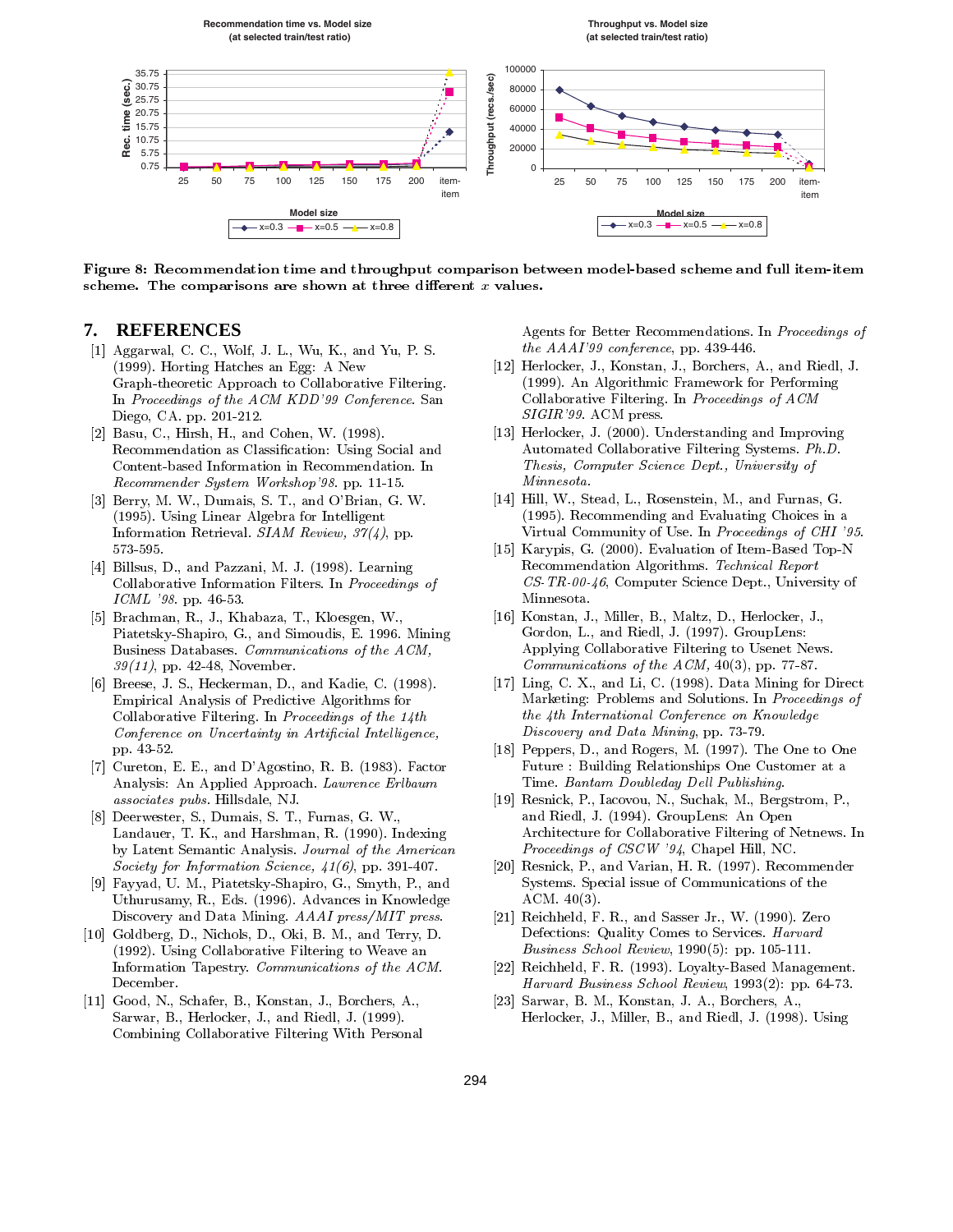**Figure 8: Recommendation time and throughput comparison between model-based scheme and full item-item scheme. The comparisons are shown at three different $x$ values.**

## 7. REFERENCES

[1] Aggarwal, C. C., Wolf, J. L., Wu, K., and Yu, P. S. (1999). Horting Hatches an Egg: A New Graph-theoretic Approach to Collaborative Filtering. In *Proceedings of the ACM KDD'99 Conference*. San Diego, CA. pp. 201-212.

[2] Basu, C., Hirsh, H., and Cohen, W. (1998). Recommendation as Classification: Using Social and Content-based Information in Recommendation. In *Recommender System Workshop'98*. pp. 11-15.

[3] Berry, M. W., Dumais, S. T., and O'Brian, G. W. (1995). Using Linear Algebra for Intelligent Information Retrieval. *SIAM Review, 37(4)*, pp. 573-595.

[4] Billsus, D., and Pazzani, M. J. (1998). Learning Collaborative Information Filters. In *Proceedings of ICML '98*. pp. 46-53.

[5] Brachman, R., J., Khabaza, T., Kloesgen, W., Piatetsky-Shapiro, G., and Simoudis, E. 1996. Mining Business Databases. *Communications of the ACM, 39(11)*, pp. 42-48, November.

[6] Breese, J. S., Heckerman, D., and Kadie, C. (1998). Empirical Analysis of Predictive Algorithms for Collaborative Filtering. In *Proceedings of the 14th Conference on Uncertainty in Artificial Intelligence*, pp. 43-52.

[7] Cureton, E. E., and D'Agostino, R. B. (1983). Factor Analysis: An Applied Approach. *Lawrence Erlbaum associates pubs.* Hillsdale, NJ.

[8] Deerwester, S., Dumais, S. T., Furnas, G. W., Landauer, T. K., and Harshman, R. (1990). Indexing by Latent Semantic Analysis. *Journal of the American Society for Information Science, 41(6)*, pp. 391-407.

[9] Fayyad, U. M., Piatetsky-Shapiro, G., Smyth, P., and Uthurusamy, R., Eds. (1996). Advances in Knowledge Discovery and Data Mining. *AAAI press/MIT press*.

[10] Goldberg, D., Nichols, D., Oki, B. M., and Terry, D. (1992). Using Collaborative Filtering to Weave an Information Tapestry. *Communications of the ACM*. December.

[11] Good, N., Schafer, B., Konstan, J., Borchers, A., Sarwar, B., Herlocker, J., and Riedl, J. (1999). Combining Collaborative Filtering With Personal Agents for Better Recommendations. In *Proceedings of the AAAI'99 conference*, pp. 439-446.

[12] Herlocker, J., Konstan, J., Borchers, A., and Riedl, J. (1999). An Algorithmic Framework for Performing Collaborative Filtering. In *Proceedings of ACM SIGIR'99*. ACM press.

[13] Herlocker, J. (2000). Understanding and Improving Automated Collaborative Filtering Systems. *Ph.D. Thesis, Computer Science Dept., University of Minnesota*.

[14] Hill, W., Stead, L., Rosenstein, M., and Furnas, G. (1995). Recommending and Evaluating Choices in a Virtual Community of Use. In *Proceedings of CHI '95*.

[15] Karypis, G. (2000). Evaluation of Item-Based Top-N Recommendation Algorithms. *Technical Report CS-TR-00-46*, Computer Science Dept., University of Minnesota.

[16] Konstan, J., Miller, B., Maltz, D., Herlocker, J., Gordon, L., and Riedl, J. (1997). GroupLens: Applying Collaborative Filtering to Usenet News. *Communications of the ACM*, 40(3), pp. 77-87.

[17] Ling, C. X., and Li, C. (1998). Data Mining for Direct Marketing: Problems and Solutions. In *Proceedings of the 4th International Conference on Knowledge Discovery and Data Mining*, pp. 73-79.

[18] Peppers, D., and Rogers, M. (1997). The One to One Future : Building Relationships One Customer at a Time. *Bantam Doubleday Dell Publishing*.

[19] Resnick, P., Iacovou, N., Suchak, M., Bergstrom, P., and Riedl, J. (1994). GroupLens: An Open Architecture for Collaborative Filtering of Netnews. In *Proceedings of CSCW '94*, Chapel Hill, NC.

[20] Resnick, P., and Varian, H. R. (1997). Recommender Systems. Special issue of Communications of the ACM. 40(3).

[21] Reichheld, F. R., and Sasser Jr., W. (1990). Zero Defections: Quality Comes to Services. *Harvard Business School Review*, 1990(5): pp. 105-111.

[22] Reichheld, F. R. (1993). Loyalty-Based Management. *Harvard Business School Review*, 1993(2): pp. 64-73.

[23] Sarwar, B. M., Konstan, J. A., Borchers, A., Herlocker, J., Miller, B., and Riedl, J. (1998). Using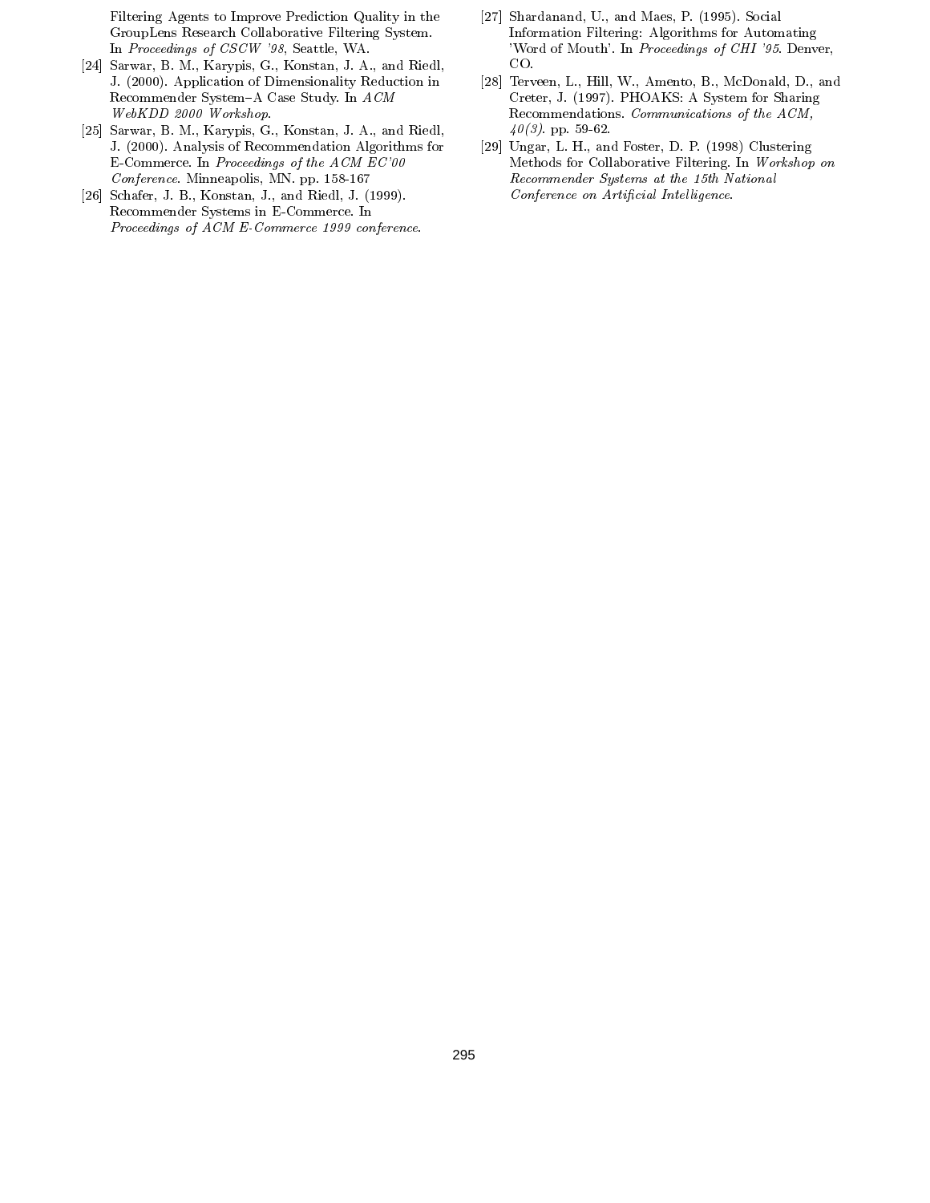Filtering Agents to Improve Prediction Quality in the GroupLens Research Collaborative Filtering System. In *Proceedings of CSCW '98*, Seattle, WA.

[24] Sarwar, B. M., Karypis, G., Konstan, J. A., and Riedl, J. (2000). Application of Dimensionality Reduction in Recommender System–A Case Study. In *ACM WebKDD 2000 Workshop*.

[25] Sarwar, B. M., Karypis, G., Konstan, J. A., and Riedl, J. (2000). Analysis of Recommendation Algorithms for E-Commerce. In *Proceedings of the ACM EC'00 Conference*. Minneapolis, MN. pp. 158-167

[26] Schafer, J. B., Konstan, J., and Riedl, J. (1999). Recommender Systems in E-Commerce. In *Proceedings of ACM E-Commerce 1999 conference*.

[27] Shardanand, U., and Maes, P. (1995). Social Information Filtering: Algorithms for Automating 'Word of Mouth'. In *Proceedings of CHI '95*. Denver, CO.

[28] Terveen, L., Hill, W., Amento, B., McDonald, D., and Creter, J. (1997). PHOAKS: A System for Sharing Recommendations. *Communications of the ACM, 40(3)*. pp. 59-62.

[29] Ungar, L. H., and Foster, D. P. (1998) Clustering Methods for Collaborative Filtering. In *Workshop on Recommender Systems at the 15th National Conference on Artificial Intelligence*.